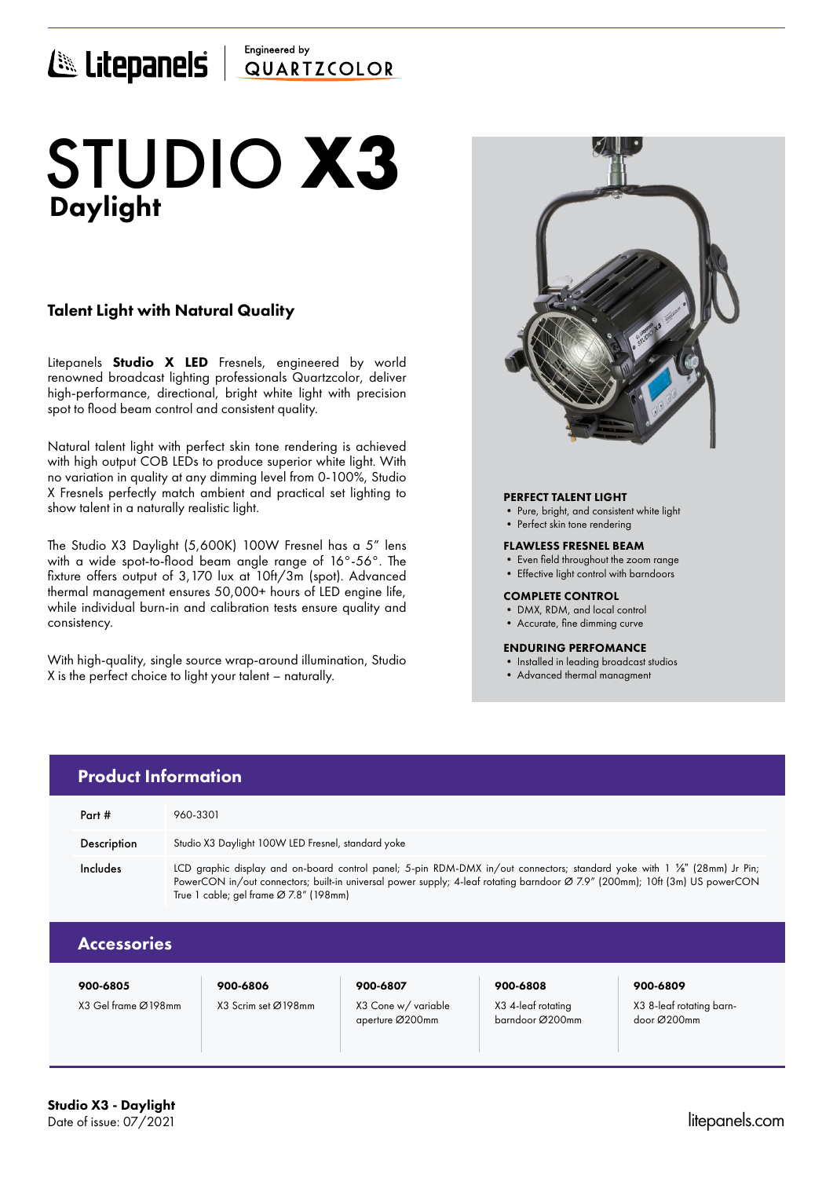Litepanels | Engineered by QUARTZCOLOR

# STUDIO **X3**
## Daylight

### Talent Light with Natural Quality

Litepanels **Studio X LED** Fresnels, engineered by world renowned broadcast lighting professionals Quartzcolor, deliver high-performance, directional, bright white light with precision spot to flood beam control and consistent quality.

Natural talent light with perfect skin tone rendering is achieved with high output COB LEDs to produce superior white light. With no variation in quality at any dimming level from 0-100%, Studio X Fresnels perfectly match ambient and practical set lighting to show talent in a naturally realistic light.

The Studio X3 Daylight (5,600K) 100W Fresnel has a 5" lens with a wide spot-to-flood beam angle range of 16°-56°. The fixture offers output of 3,170 lux at 10ft/3m (spot). Advanced thermal management ensures 50,000+ hours of LED engine life, while individual burn-in and calibration tests ensure quality and consistency.

With high-quality, single source wrap-around illumination, Studio X is the perfect choice to light your talent – naturally.

**PERFECT TALENT LIGHT**
- Pure, bright, and consistent white light
- Perfect skin tone rendering

**FLAWLESS FRESNEL BEAM**
- Even field throughout the zoom range
- Effective light control with barndoors

**COMPLETE CONTROL**
- DMX, RDM, and local control
- Accurate, fine dimming curve

**ENDURING PERFOMANCE**
- Installed in leading broadcast studios
- Advanced thermal managment

## Product Information

| | |
|---|---|
| Part # | 960-3301 |
| Description | Studio X3 Daylight 100W LED Fresnel, standard yoke |
| Includes | LCD graphic display and on-board control panel; 5-pin RDM-DMX in/out connectors; standard yoke with 1 ⅛" (28mm) Jr Pin; PowerCON in/out connectors; built-in universal power supply; 4-leaf rotating barndoor Ø 7.9" (200mm); 10ft (3m) US powerCON True 1 cable; gel frame Ø 7.8" (198mm) |

## Accessories

| 900-6805 | 900-6806 | 900-6807 | 900-6808 | 900-6809 |
|---|---|---|---|---|
| X3 Gel frame Ø198mm | X3 Scrim set Ø198mm | X3 Cone w/ variable aperture Ø200mm | X3 4-leaf rotating barndoor Ø200mm | X3 8-leaf rotating barn-door Ø200mm |

**Studio X3 - Daylight**
Date of issue: 07/2021

litepanels.com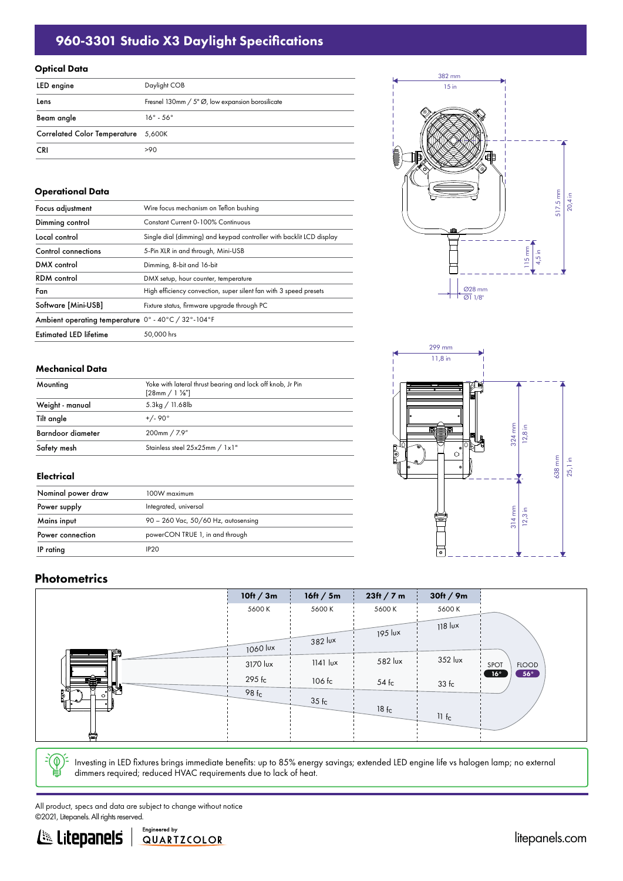# 960-3301 Studio X3 Daylight Specifications

### Optical Data

| | |
|---|---|
| LED engine | Daylight COB |
| Lens | Fresnel 130mm / 5" Ø, low expansion borosilicate |
| Beam angle | 16° - 56° |
| Correlated Color Temperature | 5,600K |
| CRI | >90 |

### Operational Data

| | |
|---|---|
| Focus adjustment | Wire focus mechanism on Teflon bushing |
| Dimming control | Constant Current 0-100% Continuous |
| Local control | Single dial (dimming) and keypad controller with backlit LCD display |
| Control connections | 5-Pin XLR in and through, Mini-USB |
| DMX control | Dimming, 8-bit and 16-bit |
| RDM control | DMX setup, hour counter, temperature |
| Fan | High efficiency convection, super silent fan with 3 speed presets |
| Software [Mini-USB] | Fixture status, firmware upgrade through PC |
| Ambient operating temperature | 0° - 40°C / 32°-104°F |
| Estimated LED lifetime | 50,000 hrs |

### Mechanical Data

| | |
|---|---|
| Mounting | Yoke with lateral thrust bearing and lock off knob, Jr Pin [28mm / 1 ⅛"] |
| Weight - manual | 5.3kg / 11.68lb |
| Tilt angle | +/- 90° |
| Barndoor diameter | 200mm / 7.9" |
| Safety mesh | Stainless steel 25x25mm / 1x1" |

### Electrical

| | |
|---|---|
| Nominal power draw | 100W maximum |
| Power supply | Integrated, universal |
| Mains input | 90 – 260 Vac, 50/60 Hz, autosensing |
| Power connection | powerCON TRUE 1, in and through |
| IP rating | IP20 |

382 mm
15 in
517,5 mm
20,4 in
115 mm
4,5 in
Ø28 mm
Ø1 1/8"

299 mm
11,8 in
324 mm
12,8 in
638 mm
25,1 in
314 mm
12,3 in

## Photometrics

10ft / 3m
5600 K
1060 lux
3170 lux
295 fc
98 fc

16ft / 5m
5600 K
382 lux
1141 lux
106 fc
35 fc

23ft / 7 m
5600 K
195 lux
582 lux
54 fc
18 fc

30ft / 9m
5600 K
118 lux
352 lux
33 fc
11 fc

SPOT 16°
FLOOD 56°

Investing in LED fixtures brings immediate benefits: up to 85% energy savings; extended LED engine life vs halogen lamp; no external dimmers required; reduced HVAC requirements due to lack of heat.

All product, specs and data are subject to change without notice
©2021, Litepanels. All rights reserved.

Litepanels | Engineered by QUARTZCOLOR

litepanels.com